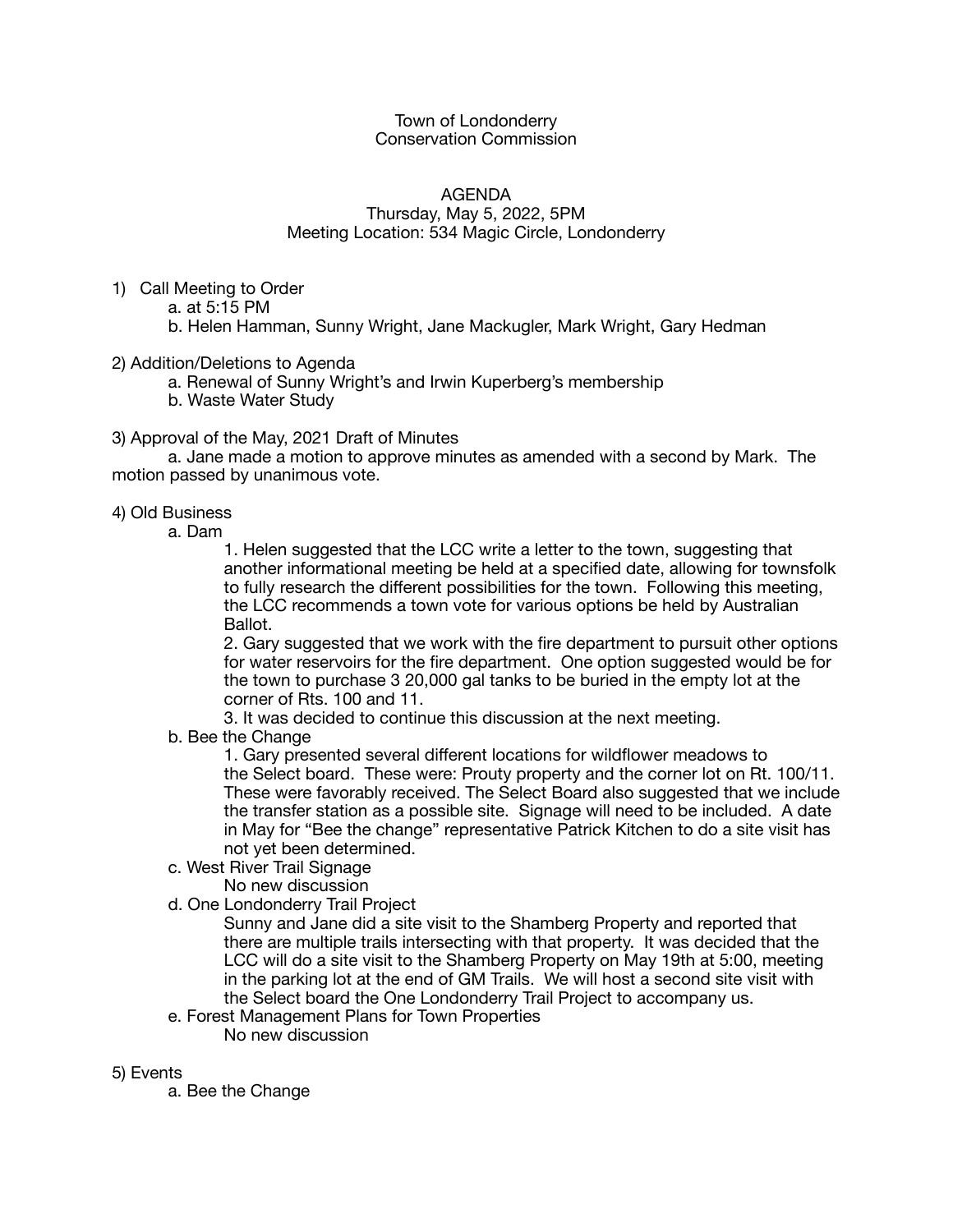Town of Londonderry
Conservation Commission

AGENDA
Thursday, May 5, 2022, 5PM
Meeting Location: 534 Magic Circle, Londonderry

1) Call Meeting to Order
   a. at 5:15 PM
   b. Helen Hamman, Sunny Wright, Jane Mackugler, Mark Wright, Gary Hedman

2) Addition/Deletions to Agenda
   a. Renewal of Sunny Wright's and Irwin Kuperberg's membership
   b. Waste Water Study

3) Approval of the May, 2021 Draft of Minutes
   a. Jane made a motion to approve minutes as amended with a second by Mark. The motion passed by unanimous vote.

4) Old Business
   a. Dam
      1. Helen suggested that the LCC write a letter to the town, suggesting that another informational meeting be held at a specified date, allowing for townsfolk to fully research the different possibilities for the town. Following this meeting, the LCC recommends a town vote for various options be held by Australian Ballot.
      2. Gary suggested that we work with the fire department to pursuit other options for water reservoirs for the fire department. One option suggested would be for the town to purchase 3 20,000 gal tanks to be buried in the empty lot at the corner of Rts. 100 and 11.
      3. It was decided to continue this discussion at the next meeting.
   b. Bee the Change
      1. Gary presented several different locations for wildflower meadows to the Select board. These were: Prouty property and the corner lot on Rt. 100/11. These were favorably received. The Select Board also suggested that we include the transfer station as a possible site. Signage will need to be included. A date in May for "Bee the change" representative Patrick Kitchen to do a site visit has not yet been determined.
   c. West River Trail Signage
      No new discussion
   d. One Londonderry Trail Project
      Sunny and Jane did a site visit to the Shamberg Property and reported that there are multiple trails intersecting with that property. It was decided that the LCC will do a site visit to the Shamberg Property on May 19th at 5:00, meeting in the parking lot at the end of GM Trails. We will host a second site visit with the Select board the One Londonderry Trail Project to accompany us.
   e. Forest Management Plans for Town Properties
      No new discussion

5) Events
   a. Bee the Change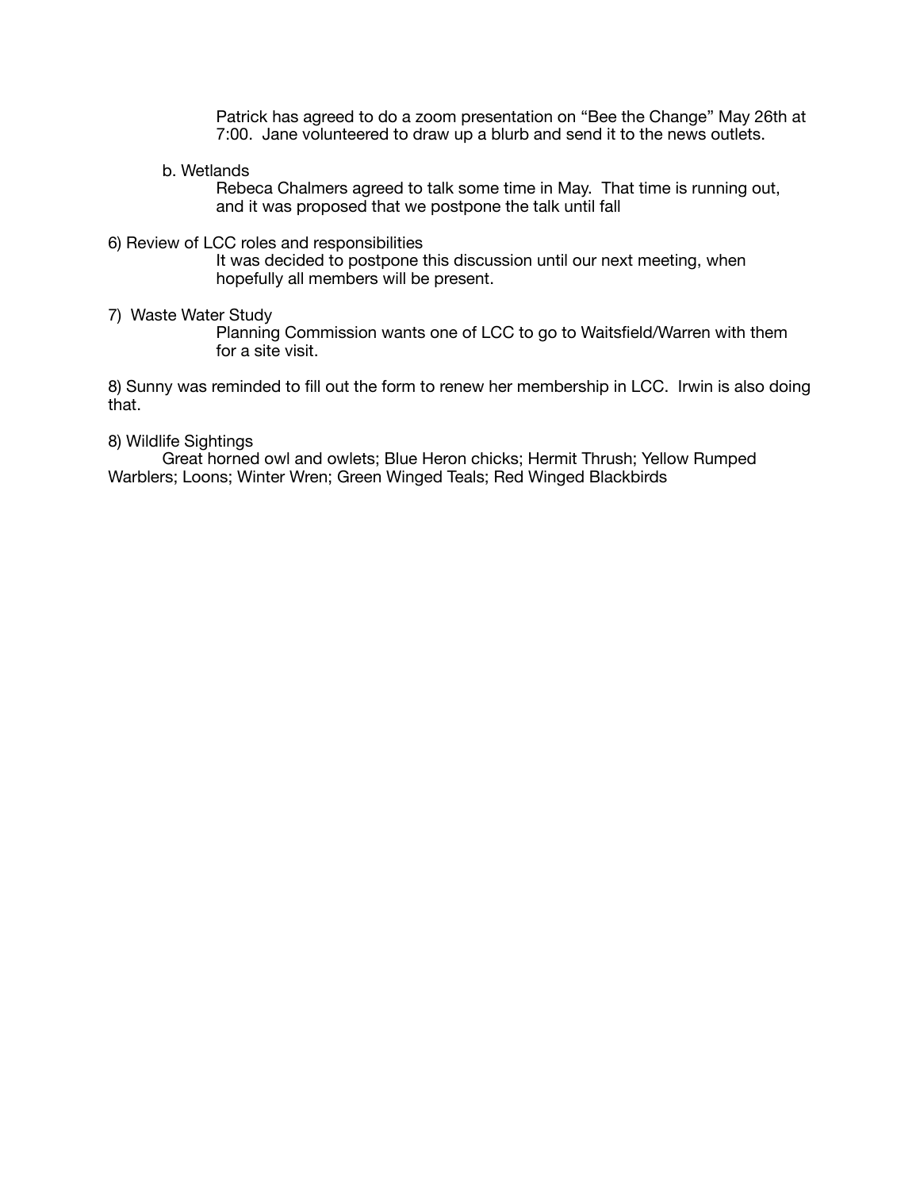Patrick has agreed to do a zoom presentation on "Bee the Change" May 26th at 7:00. Jane volunteered to draw up a blurb and send it to the news outlets.

b. Wetlands

Rebeca Chalmers agreed to talk some time in May. That time is running out, and it was proposed that we postpone the talk until fall

6) Review of LCC roles and responsibilities

It was decided to postpone this discussion until our next meeting, when hopefully all members will be present.

7) Waste Water Study

Planning Commission wants one of LCC to go to Waitsfield/Warren with them for a site visit.

8) Sunny was reminded to fill out the form to renew her membership in LCC. Irwin is also doing that.

8) Wildlife Sightings

Great horned owl and owlets; Blue Heron chicks; Hermit Thrush; Yellow Rumped Warblers; Loons; Winter Wren; Green Winged Teals; Red Winged Blackbirds